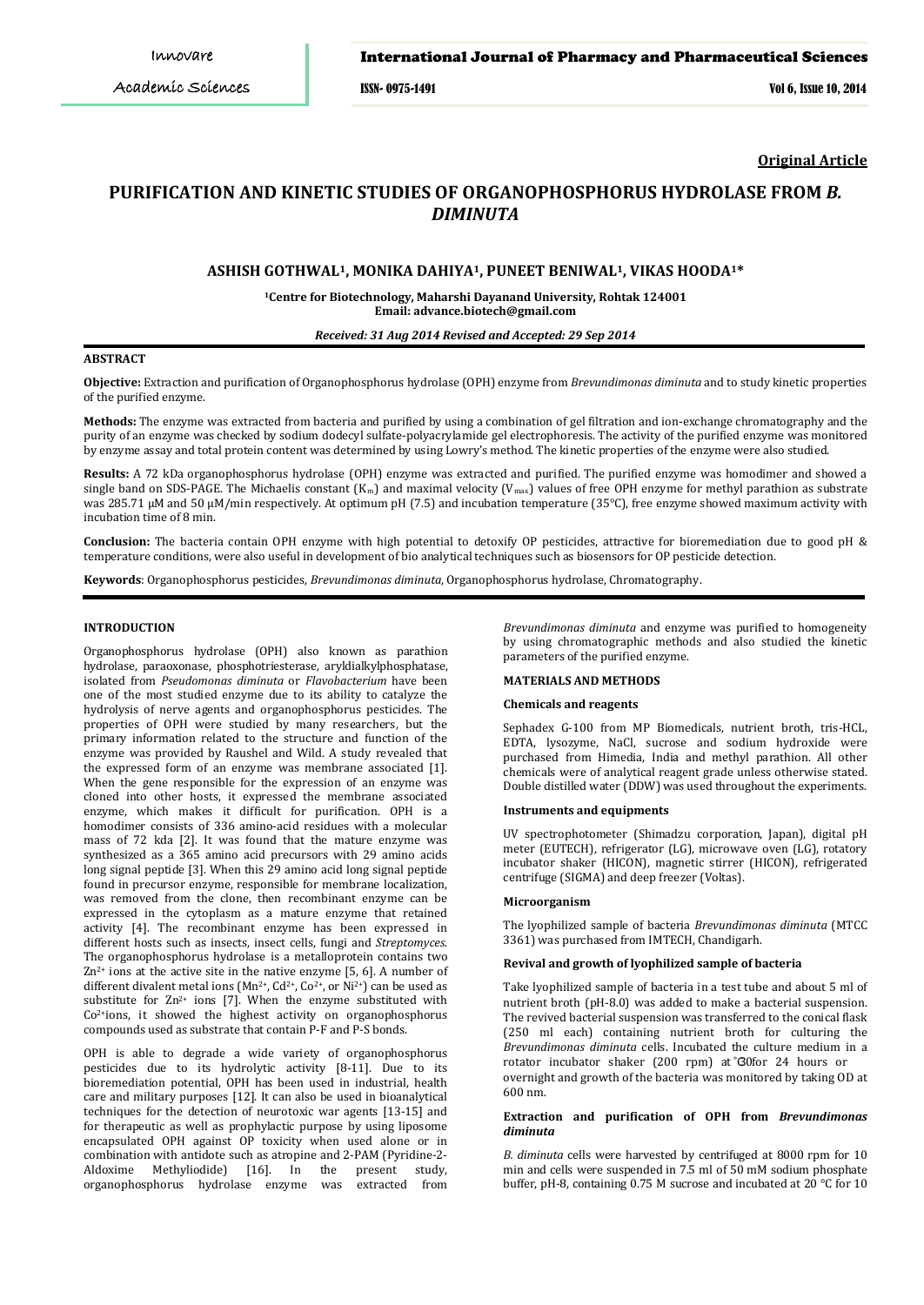Original Article

# PURIFICATION AND KINETIC STUDIES OF ORGANOPHOSPHORUS HYDROLASE FROM *B. DIMINUTA*

**ASHISH GOTHWAL[1], MONIKA DAHIYA[1], PUNEET BENIWAL[1], VIKAS HOODA[1]***

[1]Centre for Biotechnology, Maharshi Dayanand University, Rohtak 124001
Email: advance.biotech@gmail.com

*Received: 31 Aug 2014 Revised and Accepted: 29 Sep 2014*

## ABSTRACT

**Objective:** Extraction and purification of Organophosphorus hydrolase (OPH) enzyme from *Brevundimonas diminuta* and to study kinetic properties of the purified enzyme.

**Methods:** The enzyme was extracted from bacteria and purified by using a combination of gel filtration and ion-exchange chromatography and the purity of an enzyme was checked by sodium dodecyl sulfate-polyacrylamide gel electrophoresis. The activity of the purified enzyme was monitored by enzyme assay and total protein content was determined by using Lowry's method. The kinetic properties of the enzyme were also studied.

**Results:** A 72 kDa organophosphorus hydrolase (OPH) enzyme was extracted and purified. The purified enzyme was homodimer and showed a single band on SDS-PAGE. The Michaelis constant ($K_m$) and maximal velocity ($V_{max}$) values of free OPH enzyme for methyl parathion as substrate was 285.71 µM and 50 µM/min respectively. At optimum pH (7.5) and incubation temperature (35°C), free enzyme showed maximum activity with incubation time of 8 min.

**Conclusion:** The bacteria contain OPH enzyme with high potential to detoxify OP pesticides, attractive for bioremediation due to good pH & temperature conditions, were also useful in development of bio analytical techniques such as biosensors for OP pesticide detection.

**Keywords**: Organophosphorus pesticides, *Brevundimonas diminuta*, Organophosphorus hydrolase, Chromatography.

## INTRODUCTION

Organophosphorus hydrolase (OPH) also known as parathion hydrolase, paraoxonase, phosphotriesterase, aryldialkylphosphatase, isolated from *Pseudomonas diminuta* or *Flavobacterium* have been one of the most studied enzyme due to its ability to catalyze the hydrolysis of nerve agents and organophosphorus pesticides. The properties of OPH were studied by many researchers, but the primary information related to the structure and function of the enzyme was provided by Raushel and Wild. A study revealed that the expressed form of an enzyme was membrane associated [1]. When the gene responsible for the expression of an enzyme was cloned into other hosts, it expressed the membrane associated enzyme, which makes it difficult for purification. OPH is a homodimer consists of 336 amino-acid residues with a molecular mass of 72 kda [2]. It was found that the mature enzyme was synthesized as a 365 amino acid precursors with 29 amino acids long signal peptide [3]. When this 29 amino acid long signal peptide found in precursor enzyme, responsible for membrane localization, was removed from the clone, then recombinant enzyme can be expressed in the cytoplasm as a mature enzyme that retained activity [4]. The recombinant enzyme has been expressed in different hosts such as insects, insect cells, fungi and *Streptomyces*. The organophosphorus hydrolase is a metalloprotein contains two $Zn^{2+}$ ions at the active site in the native enzyme [5, 6]. A number of different divalent metal ions ($Mn^{2+}$, $Cd^{2+}$, $Co^{2+}$, or $Ni^{2+}$) can be used as substitute for $Zn^{2+}$ ions [7]. When the enzyme substituted with $Co^{2+}$ions, it showed the highest activity on organophosphorus compounds used as substrate that contain P-F and P-S bonds.

OPH is able to degrade a wide variety of organophosphorus pesticides due to its hydrolytic activity [8-11]. Due to its bioremediation potential, OPH has been used in industrial, health care and military purposes [12]. It can also be used in bioanalytical techniques for the detection of neurotoxic war agents [13-15] and for therapeutic as well as prophylactic purpose by using liposome encapsulated OPH against OP toxicity when used alone or in combination with antidote such as atropine and 2-PAM (Pyridine-2-Aldoxime Methyliodide) [16]. In the present study, organophosphorus hydrolase enzyme was extracted from *Brevundimonas diminuta* and enzyme was purified to homogeneity by using chromatographic methods and also studied the kinetic parameters of the purified enzyme.

## MATERIALS AND METHODS

### Chemicals and reagents

Sephadex G-100 from MP Biomedicals, nutrient broth, tris-HCL, EDTA, lysozyme, NaCl, sucrose and sodium hydroxide were purchased from Himedia, India and methyl parathion. All other chemicals were of analytical reagent grade unless otherwise stated. Double distilled water (DDW) was used throughout the experiments.

### Instruments and equipments

UV spectrophotometer (Shimadzu corporation, Japan), digital pH meter (EUTECH), refrigerator (LG), microwave oven (LG), rotatory incubator shaker (HICON), magnetic stirrer (HICON), refrigerated centrifuge (SIGMA) and deep freezer (Voltas).

### Microorganism

The lyophilized sample of bacteria *Brevundimonas diminuta* (MTCC 3361) was purchased from IMTECH, Chandigarh.

### Revival and growth of lyophilized sample of bacteria

Take lyophilized sample of bacteria in a test tube and about 5 ml of nutrient broth (pH-8.0) was added to make a bacterial suspension. The revived bacterial suspension was transferred to the conical flask (250 ml each) containing nutrient broth for culturing the *Brevundimonas diminuta* cells. Incubated the culture medium in a rotator incubator shaker (200 rpm) at °C30for 24 hours or overnight and growth of the bacteria was monitored by taking OD at 600 nm.

### Extraction and purification of OPH from *Brevundimonas diminuta*

*B. diminuta* cells were harvested by centrifuged at 8000 rpm for 10 min and cells were suspended in 7.5 ml of 50 mM sodium phosphate buffer, pH-8, containing 0.75 M sucrose and incubated at 20 °C for 10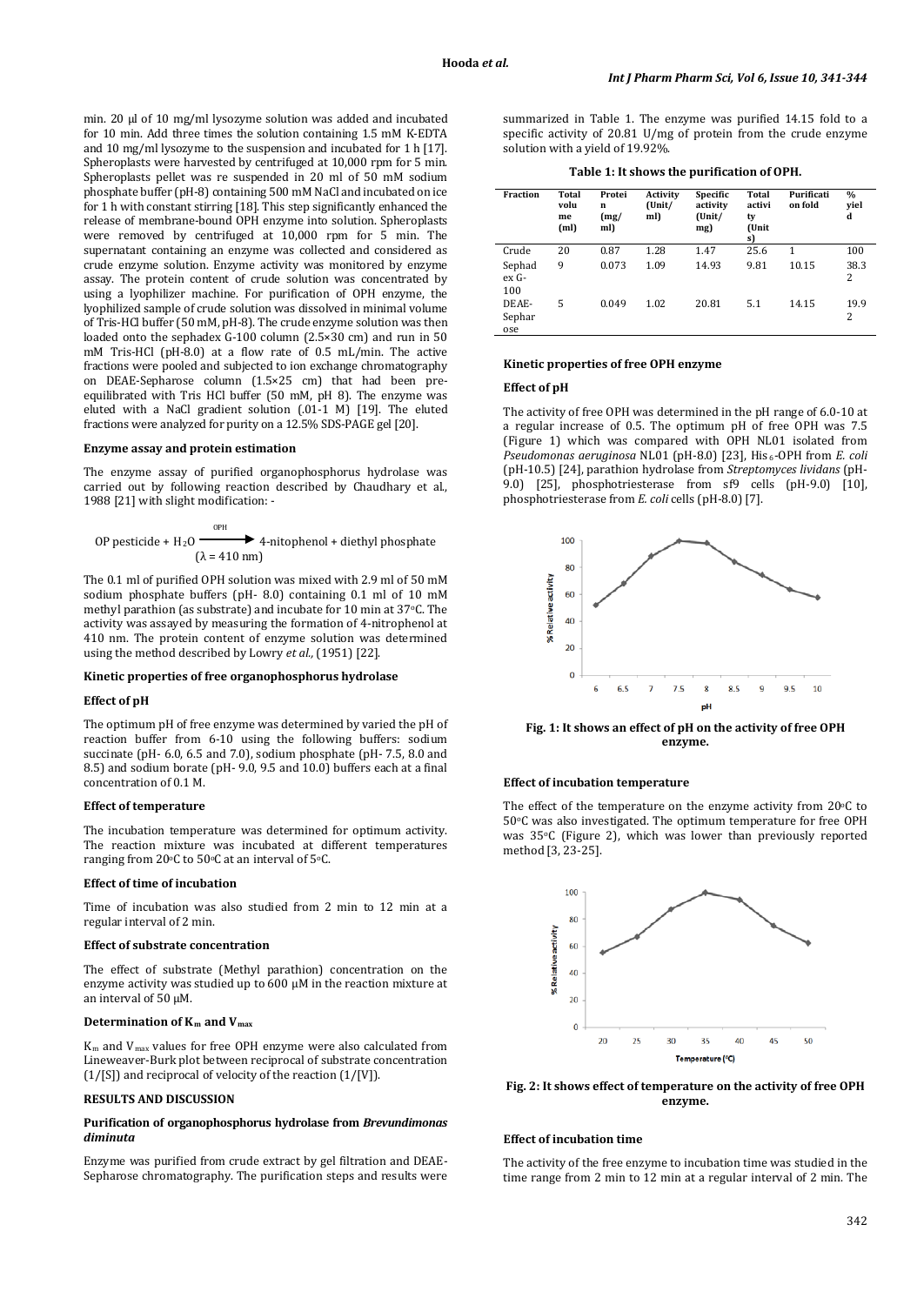min. 20 µl of 10 mg/ml lysozyme solution was added and incubated for 10 min. Add three times the solution containing 1.5 mM K-EDTA and 10 mg/ml lysozyme to the suspension and incubated for 1 h [17]. Spheroplasts were harvested by centrifuged at 10,000 rpm for 5 min. Spheroplasts pellet was re suspended in 20 ml of 50 mM sodium phosphate buffer (pH-8) containing 500 mM NaCl and incubated on ice for 1 h with constant stirring [18]. This step significantly enhanced the release of membrane-bound OPH enzyme into solution. Spheroplasts were removed by centrifuged at 10,000 rpm for 5 min. The supernatant containing an enzyme was collected and considered as crude enzyme solution. Enzyme activity was monitored by enzyme assay. The protein content of crude solution was concentrated by using a lyophilizer machine. For purification of OPH enzyme, the lyophilized sample of crude solution was dissolved in minimal volume of Tris-HCl buffer (50 mM, pH-8). The crude enzyme solution was then loaded onto the sephadex G-100 column (2.5×30 cm) and run in 50 mM Tris-HCl (pH-8.0) at a flow rate of 0.5 mL/min. The active fractions were pooled and subjected to ion exchange chromatography on DEAE-Sepharose column (1.5×25 cm) that had been pre-equilibrated with Tris HCl buffer (50 mM, pH 8). The enzyme was eluted with a NaCl gradient solution (.01-1 M) [19]. The eluted fractions were analyzed for purity on a 12.5% SDS-PAGE gel [20].

### Enzyme assay and protein estimation

The enzyme assay of purified organophosphorus hydrolase was carried out by following reaction described by Chaudhary et al., 1988 [21] with slight modification: -

$$\text{OP pesticide} + H_2O \xrightarrow{\text{OPH}} \text{4-nitophenol} + \text{diethyl phosphate} \quad (\lambda = 410\text{ nm})$$

The 0.1 ml of purified OPH solution was mixed with 2.9 ml of 50 mM sodium phosphate buffers (pH- 8.0) containing 0.1 ml of 10 mM methyl parathion (as substrate) and incubate for 10 min at 37°C. The activity was assayed by measuring the formation of 4-nitrophenol at 410 nm. The protein content of enzyme solution was determined using the method described by Lowry *et al.,* (1951) [22].

### Kinetic properties of free organophosphorus hydrolase

#### Effect of pH

The optimum pH of free enzyme was determined by varied the pH of reaction buffer from 6-10 using the following buffers: sodium succinate (pH- 6.0, 6.5 and 7.0), sodium phosphate (pH- 7.5, 8.0 and 8.5) and sodium borate (pH- 9.0, 9.5 and 10.0) buffers each at a final concentration of 0.1 M.

#### Effect of temperature

The incubation temperature was determined for optimum activity. The reaction mixture was incubated at different temperatures ranging from 20°C to 50°C at an interval of 5°C.

#### Effect of time of incubation

Time of incubation was also studied from 2 min to 12 min at a regular interval of 2 min.

#### Effect of substrate concentration

The effect of substrate (Methyl parathion) concentration on the enzyme activity was studied up to 600 µM in the reaction mixture at an interval of 50 µM.

#### Determination of $K_m$ and $V_{max}$

$K_m$ and $V_{max}$ values for free OPH enzyme were also calculated from Lineweaver-Burk plot between reciprocal of substrate concentration (1/[S]) and reciprocal of velocity of the reaction (1/[V]).

## RESULTS AND DISCUSSION

### Purification of organophosphorus hydrolase from *Brevundimonas diminuta*

Enzyme was purified from crude extract by gel filtration and DEAE-Sepharose chromatography. The purification steps and results were summarized in Table 1. The enzyme was purified 14.15 fold to a specific activity of 20.81 U/mg of protein from the crude enzyme solution with a yield of 19.92%.

**Table 1: It shows the purification of OPH.**

| Fraction | Total volume (ml) | Protein (mg/ml) | Activity (Unit/ml) | Specific activity (Unit/mg) | Total activity (Units) | Purification fold | % yield |
|---|---|---|---|---|---|---|---|
| Crude | 20 | 0.87 | 1.28 | 1.47 | 25.6 | 1 | 100 |
| Sephadex G-100 | 9 | 0.073 | 1.09 | 14.93 | 9.81 | 10.15 | 38.32 |
| DEAE-Sepharose | 5 | 0.049 | 1.02 | 20.81 | 5.1 | 14.15 | 19.92 |

### Kinetic properties of free OPH enzyme

#### Effect of pH

The activity of free OPH was determined in the pH range of 6.0-10 at a regular increase of 0.5. The optimum pH of free OPH was 7.5 (Figure 1) which was compared with OPH NL01 isolated from *Pseudomonas aeruginosa* NL01 (pH-8.0) [23], $His_6$-OPH from *E. coli* (pH-10.5) [24], parathion hydrolase from *Streptomyces lividans* (pH-9.0) [25], phosphotriesterase from sf9 cells (pH-9.0) [10], phosphotriesterase from *E. coli* cells (pH-8.0) [7].

**Fig. 1: It shows an effect of pH on the activity of free OPH enzyme.**

#### Effect of incubation temperature

The effect of the temperature on the enzyme activity from 20°C to 50°C was also investigated. The optimum temperature for free OPH was 35°C (Figure 2), which was lower than previously reported method [3, 23-25].

**Fig. 2: It shows effect of temperature on the activity of free OPH enzyme.**

#### Effect of incubation time

The activity of the free enzyme to incubation time was studied in the time range from 2 min to 12 min at a regular interval of 2 min. The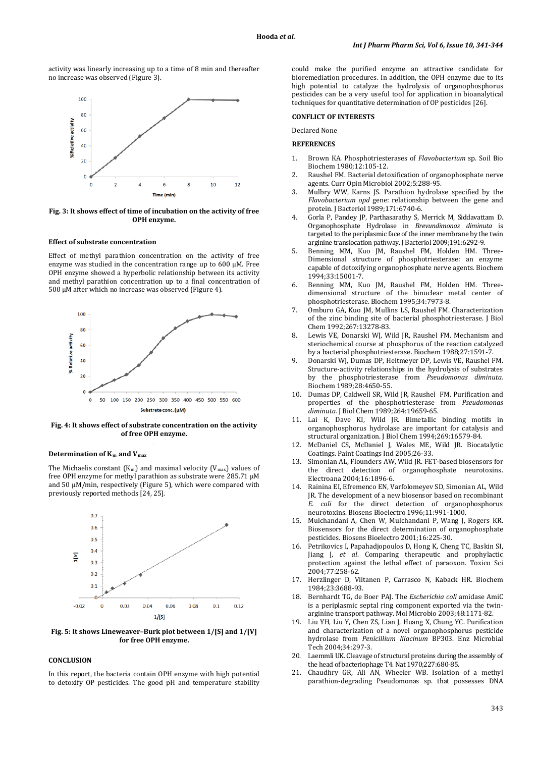activity was linearly increasing up to a time of 8 min and thereafter no increase was observed (Figure 3).

**Fig. 3: It shows effect of time of incubation on the activity of free OPH enzyme.**

### Effect of substrate concentration

Effect of methyl parathion concentration on the activity of free enzyme was studied in the concentration range up to 600 μM. Free OPH enzyme showed a hyperbolic relationship between its activity and methyl parathion concentration up to a final concentration of 500 μM after which no increase was observed (Figure 4).

**Fig. 4: It shows effect of substrate concentration on the activity of free OPH enzyme.**

### Determination of $K_m$ and $V_{max}$

The Michaelis constant ($K_m$) and maximal velocity ($V_{max}$) values of free OPH enzyme for methyl parathion as substrate were 285.71 μM and 50 μM/min, respectively (Figure 5), which were compared with previously reported methods [24, 25].

**Fig. 5: It shows Lineweaver–Burk plot between 1/[S] and 1/[V] for free OPH enzyme.**

## CONCLUSION

In this report, the bacteria contain OPH enzyme with high potential to detoxify OP pesticides. The good pH and temperature stability could make the purified enzyme an attractive candidate for bioremediation procedures. In addition, the OPH enzyme due to its high potential to catalyze the hydrolysis of organophosphorus pesticides can be a very useful tool for application in bioanalytical techniques for quantitative determination of OP pesticides [26].

## CONFLICT OF INTERESTS

Declared None

## REFERENCES

1. Brown KA. Phosphotriesterases of *Flavobacterium* sp. Soil Bio Biochem 1980;12:105-12.
2. Raushel FM. Bacterial detoxification of organophosphate nerve agents. Curr Opin Microbiol 2002;5:288-95.
3. Mulbry WW, Karns JS. Parathion hydrolase specified by the *Flavobacterium opd* gene: relationship between the gene and protein. J Bacteriol 1989;171:6740-6.
4. Gorla P, Pandey JP, Parthasarathy S, Merrick M, Siddavattam D. Organophosphate Hydrolase in *Brevundimonas diminuta* is targeted to the periplasmic face of the inner membrane by the twin arginine translocation pathway. J Bacteriol 2009;191:6292-9.
5. Benning MM, Kuo JM, Raushel FM, Holden HM. Three-Dimensional structure of phosphotriesterase: an enzyme capable of detoxifying organophosphate nerve agents. Biochem 1994;33:15001-7.
6. Benning MM, Kuo JM, Raushel FM, Holden HM. Three-dimensional structure of the binuclear metal center of phosphotriesterase. Biochem 1995;34:7973-8.
7. Omburo GA, Kuo JM, Mullins LS, Raushel FM. Characterization of the zinc binding site of bacterial phosphotriesterase. J Biol Chem 1992;267:13278-83.
8. Lewis VE, Donarski WJ, Wild JR, Raushel FM. Mechanism and steriochemical course at phosphorus of the reaction catalyzed by a bacterial phosphotriesterase. Biochem 1988;27:1591-7.
9. Donarski WJ, Dumas DP, Heitmeyer DP, Lewis VE, Raushel FM. Structure-activity relationships in the hydrolysis of substrates by the phosphotriesterase from *Pseudomonas diminuta.* Biochem 1989;28:4650-55.
10. Dumas DP, Caldwell SR, Wild JR, Raushel FM. Purification and properties of the phosphotriesterase from *Pseudomonas diminuta.* J Biol Chem 1989;264:19659-65.
11. Lai K, Dave KI, Wild JR. Bimetallic binding motifs in organophosphorus hydrolase are important for catalysis and structural organization. J Biol Chem 1994;269:16579-84.
12. McDaniel CS, McDaniel J, Wales ME, Wild JR. Biocatalytic Coatings. Paint Coatings Ind 2005;26-33.
13. Simonian AL, Flounders AW, Wild JR. FET-based biosensors for the direct detection of organophosphate neurotoxins. Electroana 2004;16:1896-6.
14. Rainina EI, Efremenco EN, Varfolomeyev SD, Simonian AL, Wild JR. The development of a new biosensor based on recombinant *E. coli* for the direct detection of organophosphorus neurotoxins. Biosens Bioelectro 1996;11:991-1000.
15. Mulchandani A, Chen W, Mulchandani P, Wang J, Rogers KR. Biosensors for the direct determination of organophosphate pesticides. Biosens Bioelectro 2001;16:225-30.
16. Petrikovics I, Papahadjopoulos D, Hong K, Cheng TC, Baskin SI, Jiang J, *et al*. Comparing therapeutic and prophylactic protection against the lethal effect of paraoxon. Toxico Sci 2004;77:258-62.
17. Herzlinger D, Viitanen P, Carrasco N, Kaback HR. Biochem 1984;23:3688-93.
18. Bernhardt TG, de Boer PAJ. The *Escherichia coli* amidase AmiC is a periplasmic septal ring component exported via the twin-arginine transport pathway. Mol Microbio 2003;48:1171-82.
19. Liu YH, Liu Y, Chen ZS, Lian J, Huang X, Chung YC. Purification and characterization of a novel organophosphorus pesticide hydrolase from *Penicillium lilacinum* BP303. Enz Microbial Tech 2004;34:297-3.
20. Laemmli UK. Cleavage of structural proteins during the assembly of the head of bacteriophage T4. Nat 1970;227:680-85.
21. Chaudhry GR, Ali AN, Wheeler WB. Isolation of a methyl parathion-degrading Pseudomonas sp. that possesses DNA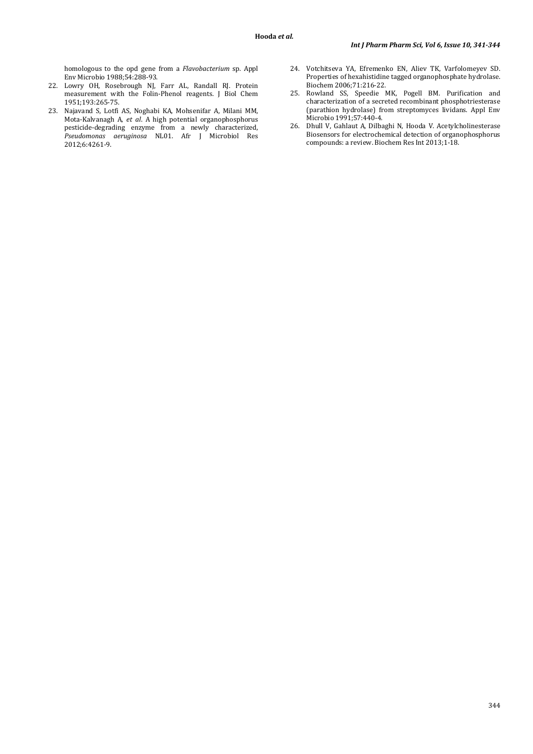homologous to the opd gene from a *Flavobacterium* sp. Appl Env Microbio 1988;54:288-93.

22. Lowry OH, Rosebrough NJ, Farr AL, Randall RJ. Protein measurement with the Folin-Phenol reagents. J Biol Chem 1951;193:265-75.
23. Najavand S, Lotfi AS, Noghabi KA, Mohsenifar A, Milani MM, Mota-Kalvanagh A, *et al*. A high potential organophosphorus pesticide-degrading enzyme from a newly characterized, *Pseudomonas aeruginosa* NL01. Afr J Microbiol Res 2012;6:4261-9.
24. Votchitseva YA, Efremenko EN, Aliev TK, Varfolomeyev SD. Properties of hexahistidine tagged organophosphate hydrolase. Biochem 2006;71:216-22.
25. Rowland SS, Speedie MK, Pogell BM. Purification and characterization of a secreted recombinant phosphotriesterase (parathion hydrolase) from streptomyces lividans. Appl Env Microbio 1991;57:440-4.
26. Dhull V, Gahlaut A, Dilbaghi N, Hooda V. Acetylcholinesterase Biosensors for electrochemical detection of organophosphorus compounds: a review. Biochem Res Int 2013;1-18.